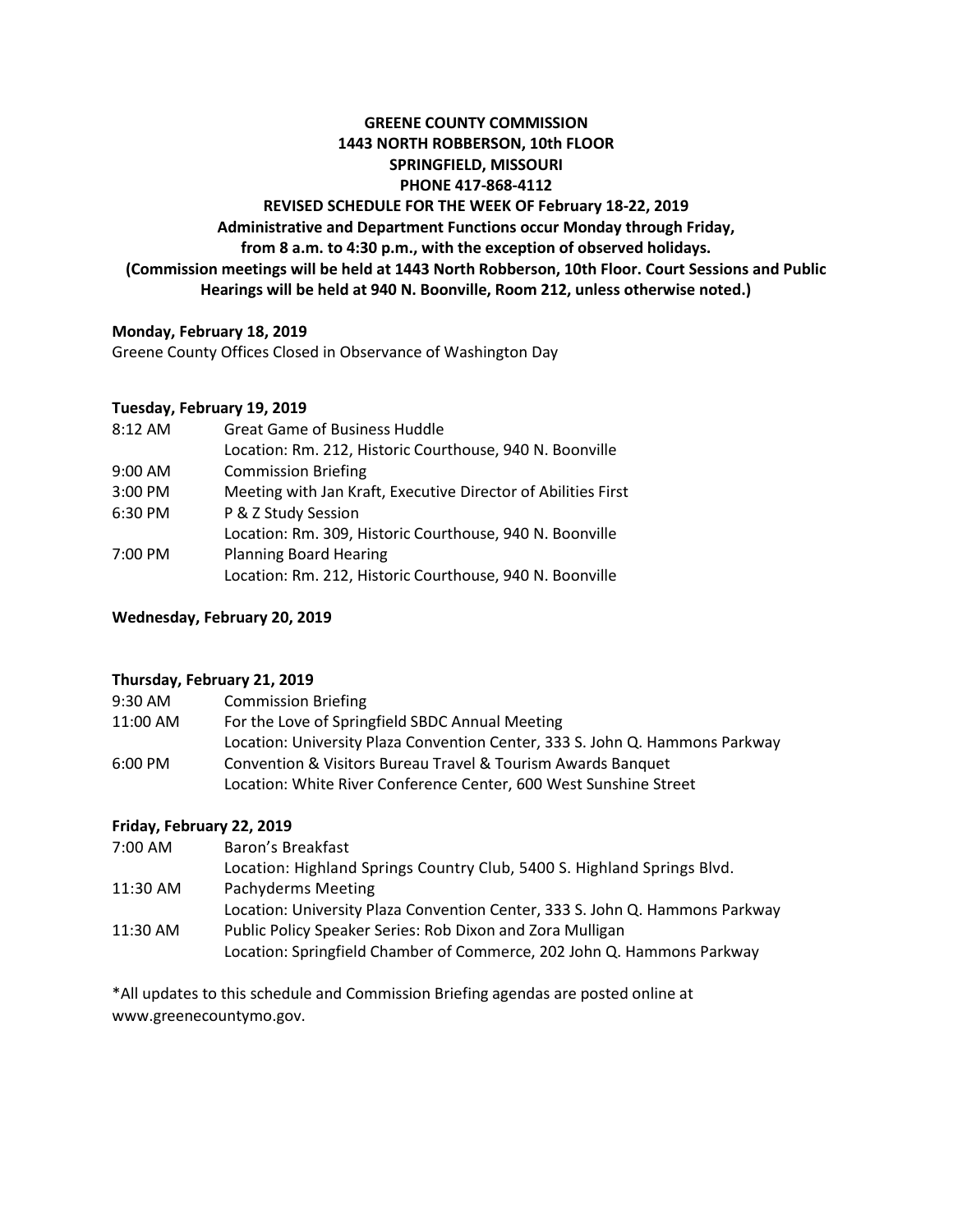**GREENE COUNTY COMMISSION**
**1443 NORTH ROBBERSON, 10th FLOOR**
**SPRINGFIELD, MISSOURI**
**PHONE 417-868-4112**
**REVISED SCHEDULE FOR THE WEEK OF February 18-22, 2019**
**Administrative and Department Functions occur Monday through Friday, from 8 a.m. to 4:30 p.m., with the exception of observed holidays.**
**(Commission meetings will be held at 1443 North Robberson, 10th Floor. Court Sessions and Public Hearings will be held at 940 N. Boonville, Room 212, unless otherwise noted.)**

**Monday, February 18, 2019**

Greene County Offices Closed in Observance of Washington Day

**Tuesday, February 19, 2019**

8:12 AM  Great Game of Business Huddle
Location: Rm. 212, Historic Courthouse, 940 N. Boonville

9:00 AM  Commission Briefing

3:00 PM  Meeting with Jan Kraft, Executive Director of Abilities First

6:30 PM  P & Z Study Session
Location: Rm. 309, Historic Courthouse, 940 N. Boonville

7:00 PM  Planning Board Hearing
Location: Rm. 212, Historic Courthouse, 940 N. Boonville

**Wednesday, February 20, 2019**

**Thursday, February 21, 2019**

9:30 AM  Commission Briefing

11:00 AM  For the Love of Springfield SBDC Annual Meeting
Location: University Plaza Convention Center, 333 S. John Q. Hammons Parkway

6:00 PM  Convention & Visitors Bureau Travel & Tourism Awards Banquet
Location: White River Conference Center, 600 West Sunshine Street

**Friday, February 22, 2019**

7:00 AM  Baron's Breakfast
Location: Highland Springs Country Club, 5400 S. Highland Springs Blvd.

11:30 AM  Pachyderms Meeting
Location: University Plaza Convention Center, 333 S. John Q. Hammons Parkway

11:30 AM  Public Policy Speaker Series: Rob Dixon and Zora Mulligan
Location: Springfield Chamber of Commerce, 202 John Q. Hammons Parkway

*All updates to this schedule and Commission Briefing agendas are posted online at www.greenecountymo.gov.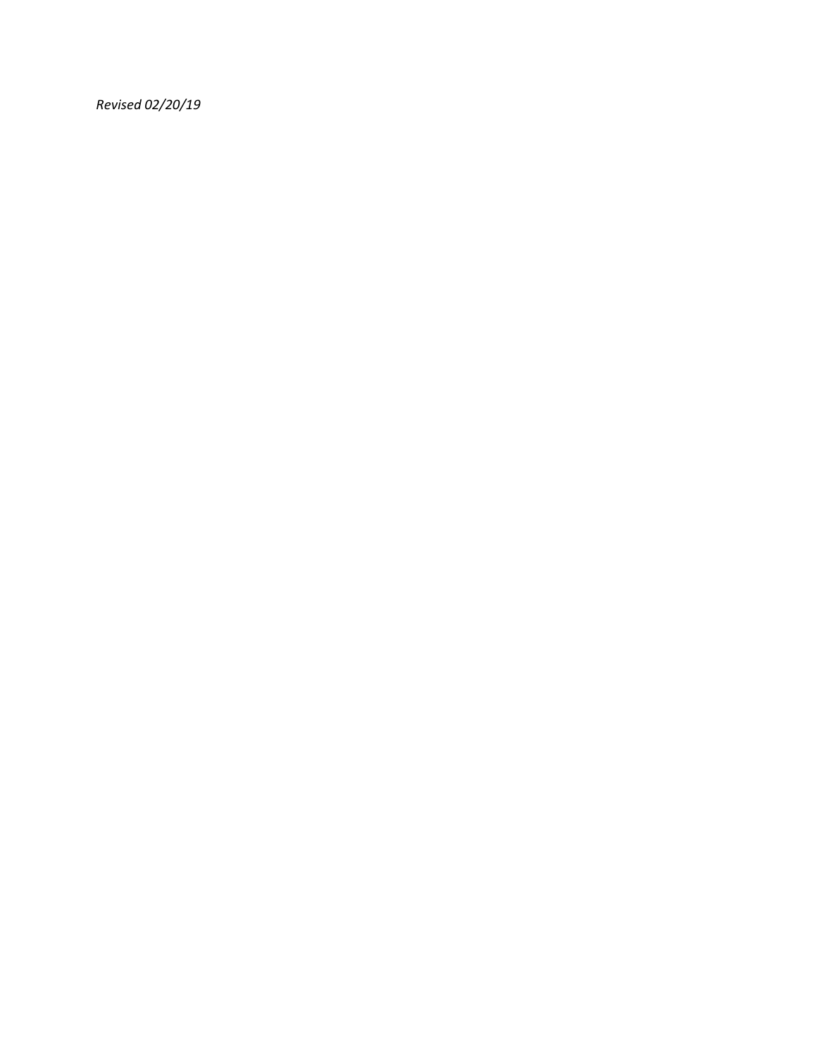*Revised 02/20/19*